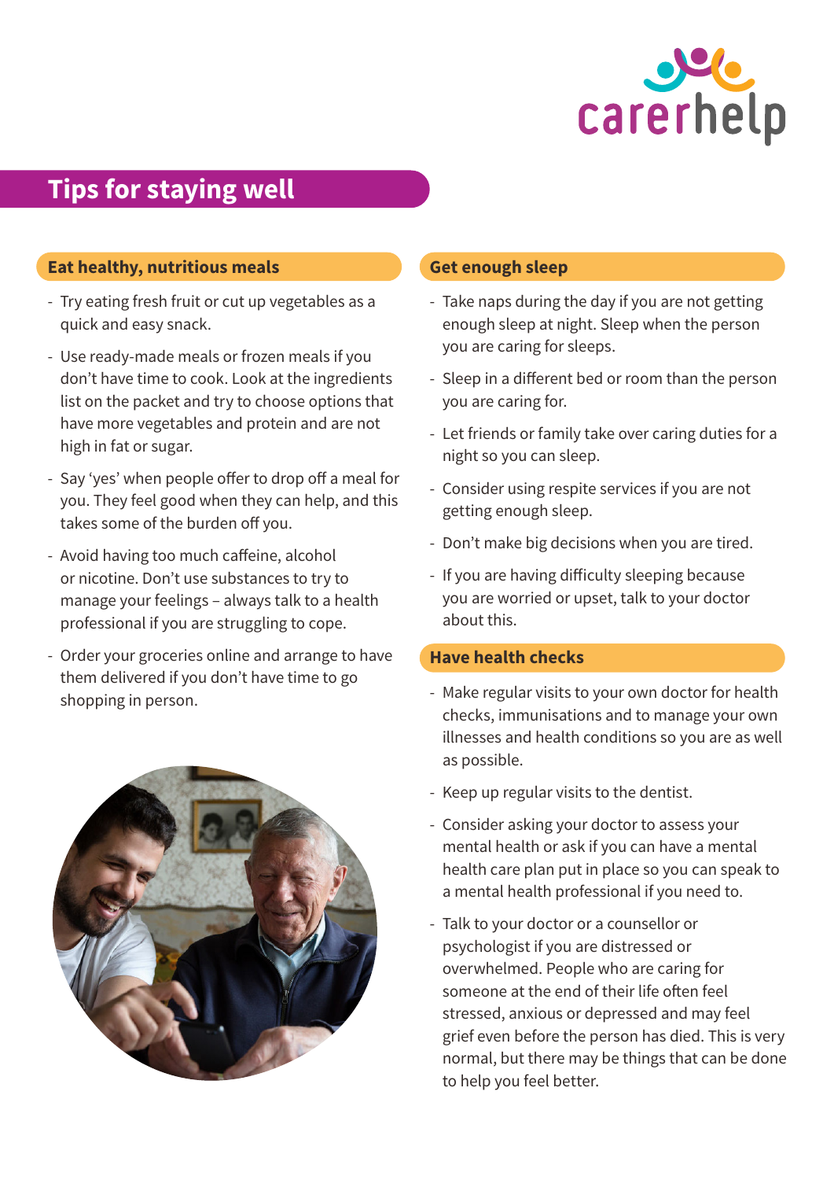# Tips for staying well

## Eat healthy, nutritious meals

- Try eating fresh fruit or cut up vegetables as a quick and easy snack.
- Use ready-made meals or frozen meals if you don't have time to cook. Look at the ingredients list on the packet and try to choose options that have more vegetables and protein and are not high in fat or sugar.
- Say 'yes' when people offer to drop off a meal for you. They feel good when they can help, and this takes some of the burden off you.
- Avoid having too much caffeine, alcohol or nicotine. Don't use substances to try to manage your feelings – always talk to a health professional if you are struggling to cope.
- Order your groceries online and arrange to have them delivered if you don't have time to go shopping in person.

## Get enough sleep

- Take naps during the day if you are not getting enough sleep at night. Sleep when the person you are caring for sleeps.
- Sleep in a different bed or room than the person you are caring for.
- Let friends or family take over caring duties for a night so you can sleep.
- Consider using respite services if you are not getting enough sleep.
- Don't make big decisions when you are tired.
- If you are having difficulty sleeping because you are worried or upset, talk to your doctor about this.

## Have health checks

- Make regular visits to your own doctor for health checks, immunisations and to manage your own illnesses and health conditions so you are as well as possible.
- Keep up regular visits to the dentist.
- Consider asking your doctor to assess your mental health or ask if you can have a mental health care plan put in place so you can speak to a mental health professional if you need to.
- Talk to your doctor or a counsellor or psychologist if you are distressed or overwhelmed. People who are caring for someone at the end of their life often feel stressed, anxious or depressed and may feel grief even before the person has died. This is very normal, but there may be things that can be done to help you feel better.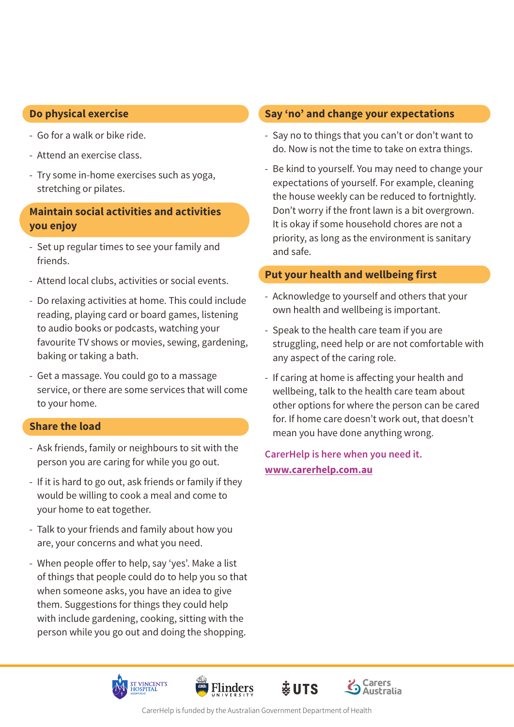## Do physical exercise

- Go for a walk or bike ride.
- Attend an exercise class.
- Try some in-home exercises such as yoga, stretching or pilates.

## Maintain social activities and activities you enjoy

- Set up regular times to see your family and friends.
- Attend local clubs, activities or social events.
- Do relaxing activities at home. This could include reading, playing card or board games, listening to audio books or podcasts, watching your favourite TV shows or movies, sewing, gardening, baking or taking a bath.
- Get a massage. You could go to a massage service, or there are some services that will come to your home.

## Share the load

- Ask friends, family or neighbours to sit with the person you are caring for while you go out.
- If it is hard to go out, ask friends or family if they would be willing to cook a meal and come to your home to eat together.
- Talk to your friends and family about how you are, your concerns and what you need.
- When people offer to help, say 'yes'. Make a list of things that people could do to help you so that when someone asks, you have an idea to give them. Suggestions for things they could help with include gardening, cooking, sitting with the person while you go out and doing the shopping.

## Say 'no' and change your expectations

- Say no to things that you can't or don't want to do. Now is not the time to take on extra things.
- Be kind to yourself. You may need to change your expectations of yourself. For example, cleaning the house weekly can be reduced to fortnightly. Don't worry if the front lawn is a bit overgrown. It is okay if some household chores are not a priority, as long as the environment is sanitary and safe.

## Put your health and wellbeing first

- Acknowledge to yourself and others that your own health and wellbeing is important.
- Speak to the health care team if you are struggling, need help or are not comfortable with any aspect of the caring role.
- If caring at home is affecting your health and wellbeing, talk to the health care team about other options for where the person can be cared for. If home care doesn't work out, that doesn't mean you have done anything wrong.

**CarerHelp is here when you need it.**
**www.carerhelp.com.au**

ST VINCENT'S HOSPITAL MELBOURNE · Flinders UNIVERSITY · UTS · Carers Australia

CarerHelp is funded by the Australian Government Department of Health